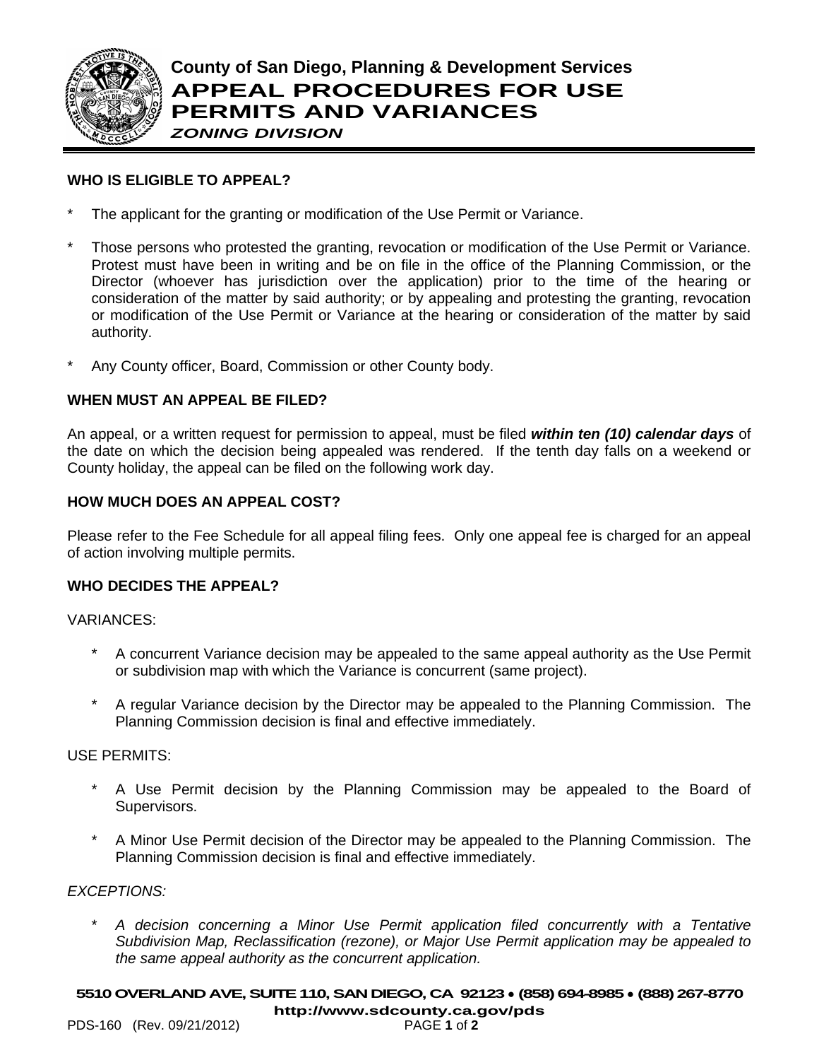**County of San Diego, Planning & Development Services**

# APPEAL PROCEDURES FOR USE PERMITS AND VARIANCES

***ZONING DIVISION***

## WHO IS ELIGIBLE TO APPEAL?

- The applicant for the granting or modification of the Use Permit or Variance.
- Those persons who protested the granting, revocation or modification of the Use Permit or Variance. Protest must have been in writing and be on file in the office of the Planning Commission, or the Director (whoever has jurisdiction over the application) prior to the time of the hearing or consideration of the matter by said authority; or by appealing and protesting the granting, revocation or modification of the Use Permit or Variance at the hearing or consideration of the matter by said authority.
- Any County officer, Board, Commission or other County body.

## WHEN MUST AN APPEAL BE FILED?

An appeal, or a written request for permission to appeal, must be filed ***within ten (10) calendar days*** of the date on which the decision being appealed was rendered. If the tenth day falls on a weekend or County holiday, the appeal can be filed on the following work day.

## HOW MUCH DOES AN APPEAL COST?

Please refer to the Fee Schedule for all appeal filing fees. Only one appeal fee is charged for an appeal of action involving multiple permits.

## WHO DECIDES THE APPEAL?

VARIANCES:

- A concurrent Variance decision may be appealed to the same appeal authority as the Use Permit or subdivision map with which the Variance is concurrent (same project).
- A regular Variance decision by the Director may be appealed to the Planning Commission. The Planning Commission decision is final and effective immediately.

USE PERMITS:

- A Use Permit decision by the Planning Commission may be appealed to the Board of Supervisors.
- A Minor Use Permit decision of the Director may be appealed to the Planning Commission. The Planning Commission decision is final and effective immediately.

*EXCEPTIONS:*

- *A decision concerning a Minor Use Permit application filed concurrently with a Tentative Subdivision Map, Reclassification (rezone), or Major Use Permit application may be appealed to the same appeal authority as the concurrent application.*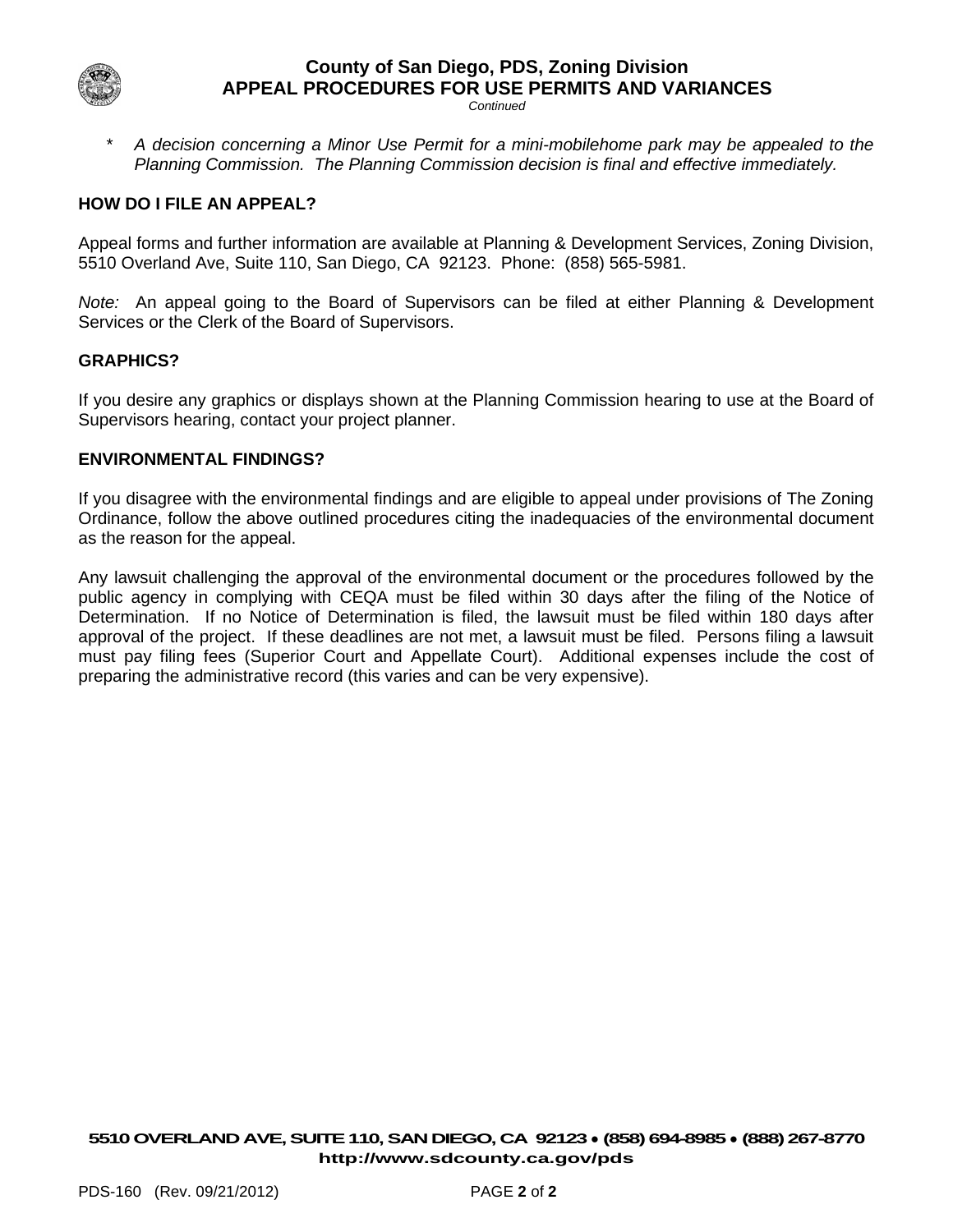\* *A decision concerning a Minor Use Permit for a mini-mobilehome park may be appealed to the Planning Commission. The Planning Commission decision is final and effective immediately.*

**HOW DO I FILE AN APPEAL?**

Appeal forms and further information are available at Planning & Development Services, Zoning Division, 5510 Overland Ave, Suite 110, San Diego, CA 92123. Phone: (858) 565-5981.

*Note:* An appeal going to the Board of Supervisors can be filed at either Planning & Development Services or the Clerk of the Board of Supervisors.

**GRAPHICS?**

If you desire any graphics or displays shown at the Planning Commission hearing to use at the Board of Supervisors hearing, contact your project planner.

**ENVIRONMENTAL FINDINGS?**

If you disagree with the environmental findings and are eligible to appeal under provisions of The Zoning Ordinance, follow the above outlined procedures citing the inadequacies of the environmental document as the reason for the appeal.

Any lawsuit challenging the approval of the environmental document or the procedures followed by the public agency in complying with CEQA must be filed within 30 days after the filing of the Notice of Determination. If no Notice of Determination is filed, the lawsuit must be filed within 180 days after approval of the project. If these deadlines are not met, a lawsuit must be filed. Persons filing a lawsuit must pay filing fees (Superior Court and Appellate Court). Additional expenses include the cost of preparing the administrative record (this varies and can be very expensive).